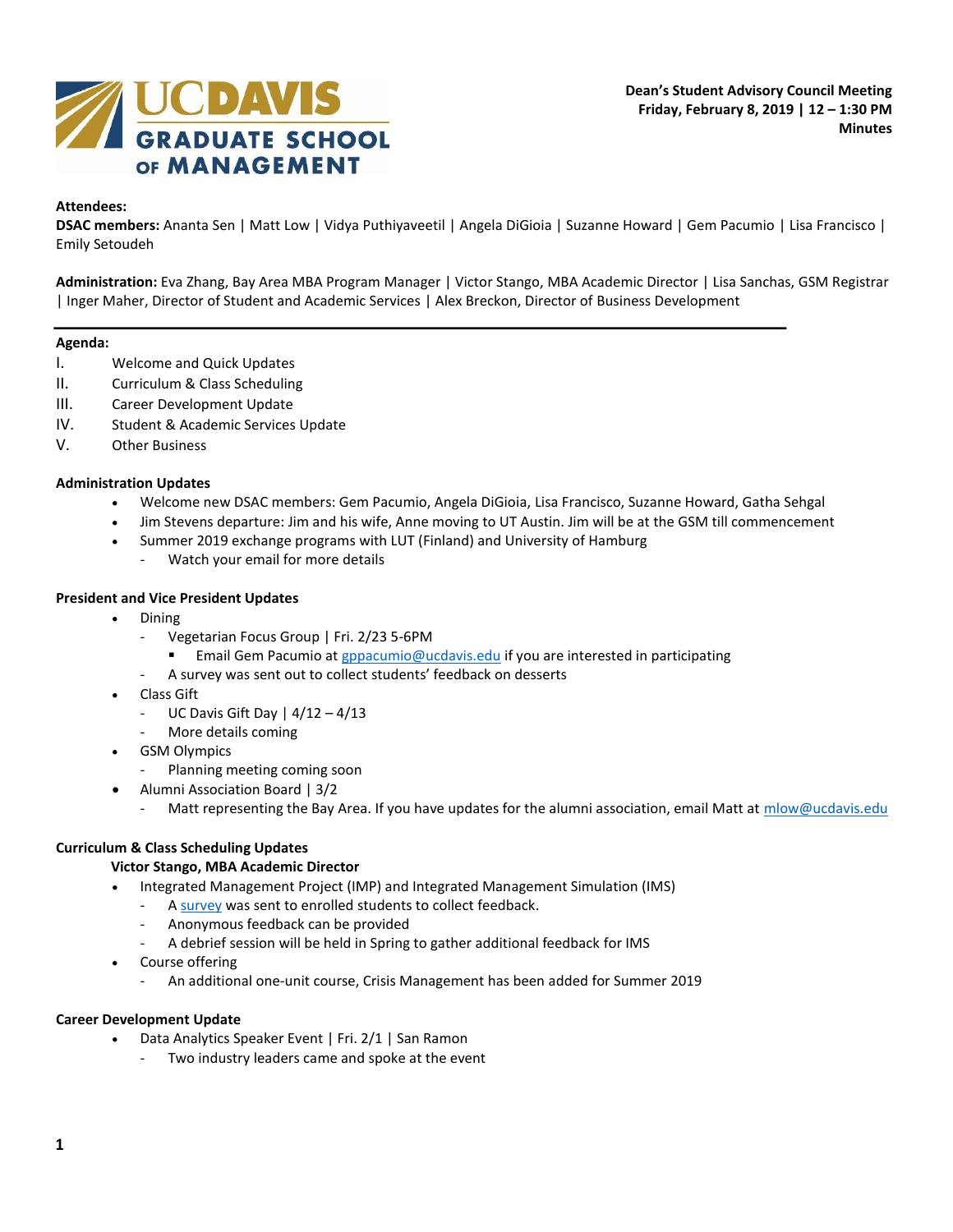UC DAVIS GRADUATE SCHOOL OF MANAGEMENT

**Dean's Student Advisory Council Meeting**
**Friday, February 8, 2019 | 12 – 1:30 PM**
**Minutes**

**Attendees:**
**DSAC members:** Ananta Sen | Matt Low | Vidya Puthiyaveetil | Angela DiGioia | Suzanne Howard | Gem Pacumio | Lisa Francisco | Emily Setoudeh

**Administration:** Eva Zhang, Bay Area MBA Program Manager | Victor Stango, MBA Academic Director | Lisa Sanchas, GSM Registrar | Inger Maher, Director of Student and Academic Services | Alex Breckon, Director of Business Development

---

**Agenda:**

I. Welcome and Quick Updates
II. Curriculum & Class Scheduling
III. Career Development Update
IV. Student & Academic Services Update
V. Other Business

**Administration Updates**

- Welcome new DSAC members: Gem Pacumio, Angela DiGioia, Lisa Francisco, Suzanne Howard, Gatha Sehgal
- Jim Stevens departure: Jim and his wife, Anne moving to UT Austin. Jim will be at the GSM till commencement
- Summer 2019 exchange programs with LUT (Finland) and University of Hamburg
  - Watch your email for more details

**President and Vice President Updates**

- Dining
  - Vegetarian Focus Group | Fri. 2/23 5-6PM
    - Email Gem Pacumio at gppacumio@ucdavis.edu if you are interested in participating
  - A survey was sent out to collect students' feedback on desserts
- Class Gift
  - UC Davis Gift Day | 4/12 – 4/13
  - More details coming
- GSM Olympics
  - Planning meeting coming soon
- Alumni Association Board | 3/2
  - Matt representing the Bay Area. If you have updates for the alumni association, email Matt at mlow@ucdavis.edu

**Curriculum & Class Scheduling Updates**
**Victor Stango, MBA Academic Director**

- Integrated Management Project (IMP) and Integrated Management Simulation (IMS)
  - A survey was sent to enrolled students to collect feedback.
  - Anonymous feedback can be provided
  - A debrief session will be held in Spring to gather additional feedback for IMS
- Course offering
  - An additional one-unit course, Crisis Management has been added for Summer 2019

**Career Development Update**

- Data Analytics Speaker Event | Fri. 2/1 | San Ramon
  - Two industry leaders came and spoke at the event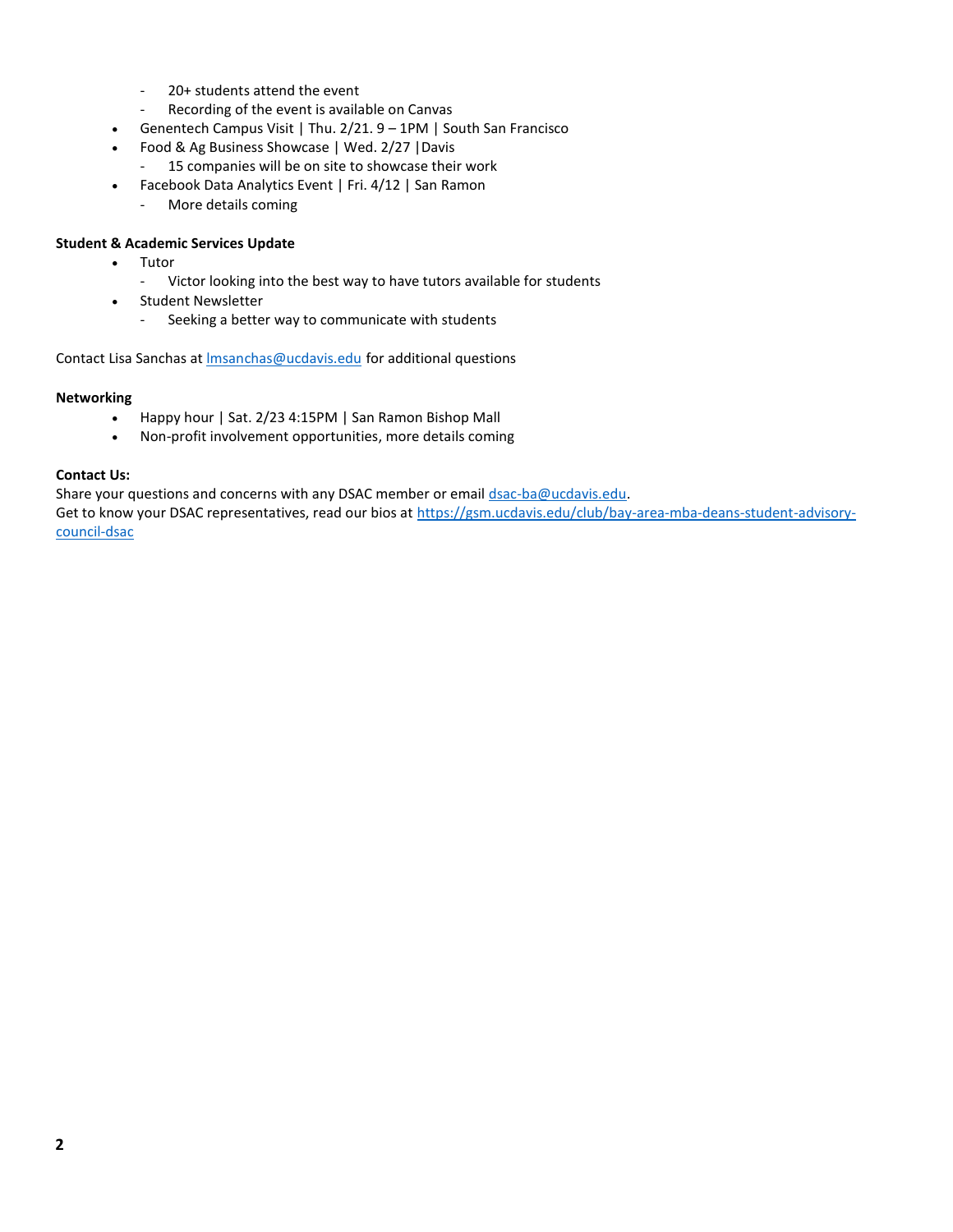- 20+ students attend the event
  - Recording of the event is available on Canvas
- Genentech Campus Visit | Thu. 2/21. 9 – 1PM | South San Francisco
- Food & Ag Business Showcase | Wed. 2/27 |Davis
  - 15 companies will be on site to showcase their work
- Facebook Data Analytics Event | Fri. 4/12 | San Ramon
  - More details coming

**Student & Academic Services Update**

- Tutor
  - Victor looking into the best way to have tutors available for students
- Student Newsletter
  - Seeking a better way to communicate with students

Contact Lisa Sanchas at lmsanchas@ucdavis.edu for additional questions

**Networking**

- Happy hour | Sat. 2/23 4:15PM | San Ramon Bishop Mall
- Non-profit involvement opportunities, more details coming

**Contact Us:**

Share your questions and concerns with any DSAC member or email dsac-ba@ucdavis.edu.
Get to know your DSAC representatives, read our bios at https://gsm.ucdavis.edu/club/bay-area-mba-deans-student-advisory-council-dsac